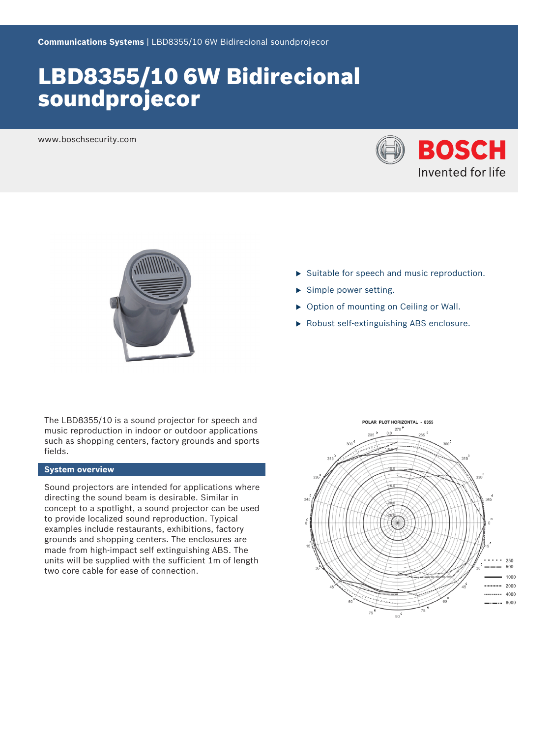Communications Systems | LBD8355/10 6W Bidirecional soundprojecor

# LBD8355/10 6W Bidirecional soundprojecor

www.boschsecurity.com

- Suitable for speech and music reproduction.
- Simple power setting.
- Option of mounting on Ceiling or Wall.
- Robust self-extinguishing ABS enclosure.

The LBD8355/10 is a sound projector for speech and music reproduction in indoor or outdoor applications such as shopping centers, factory grounds and sports fields.

## System overview

Sound projectors are intended for applications where directing the sound beam is desirable. Similar in concept to a spotlight, a sound projector can be used to provide localized sound reproduction. Typical examples include restaurants, exhibitions, factory grounds and shopping centers. The enclosures are made from high-impact self extinguishing ABS. The units will be supplied with the sufficient 1m of length two core cable for ease of connection.

POLAR PLOT HORIZONTAL - 8355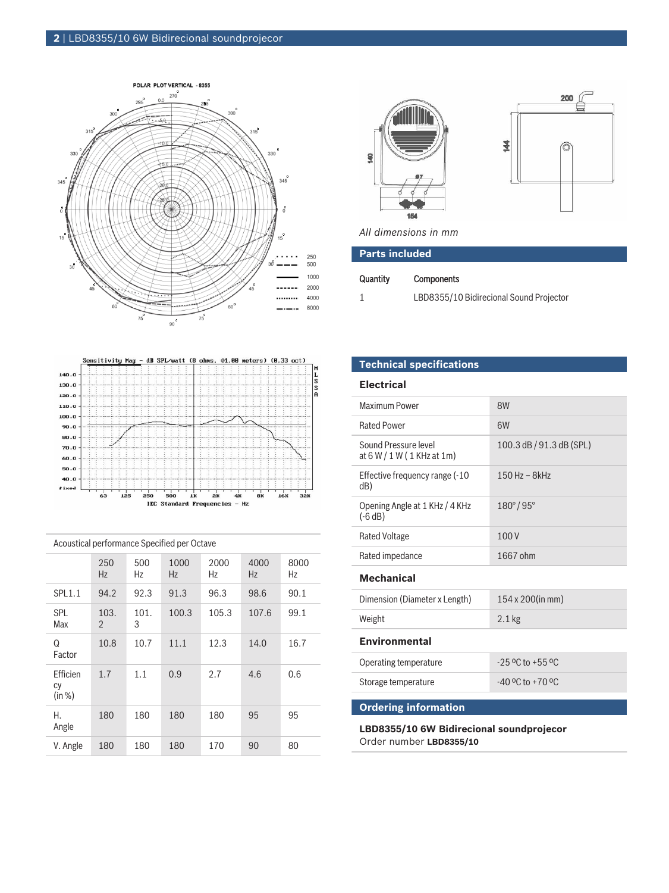All dimensions in mm

## Parts included

| Quantity | Components |
| --- | --- |
| 1 | LBD8355/10 Bidirecional Sound Projector |

Acoustical performance Specified per Octave

| | 250 Hz | 500 Hz | 1000 Hz | 2000 Hz | 4000 Hz | 8000 Hz |
| --- | --- | --- | --- | --- | --- | --- |
| SPL1.1 | 94.2 | 92.3 | 91.3 | 96.3 | 98.6 | 90.1 |
| SPL Max | 103.2 | 101.3 | 100.3 | 105.3 | 107.6 | 99.1 |
| Q Factor | 10.8 | 10.7 | 11.1 | 12.3 | 14.0 | 16.7 |
| Efficiency (in %) | 1.7 | 1.1 | 0.9 | 2.7 | 4.6 | 0.6 |
| H. Angle | 180 | 180 | 180 | 180 | 95 | 95 |
| V. Angle | 180 | 180 | 180 | 170 | 90 | 80 |

## Technical specifications

### Electrical

| | |
| --- | --- |
| Maximum Power | 8W |
| Rated Power | 6W |
| Sound Pressure level at 6 W / 1 W ( 1 KHz at 1m) | 100.3 dB / 91.3 dB (SPL) |
| Effective frequency range (-10 dB) | 150 Hz – 8kHz |
| Opening Angle at 1 KHz / 4 KHz (-6 dB) | 180° / 95° |
| Rated Voltage | 100 V |
| Rated impedance | 1667 ohm |

### Mechanical

| | |
| --- | --- |
| Dimension (Diameter x Length) | 154 x 200(in mm) |
| Weight | 2.1 kg |

### Environmental

| | |
| --- | --- |
| Operating temperature | -25 ºC to +55 ºC |
| Storage temperature | -40 ºC to +70 ºC |

## Ordering information

**LBD8355/10 6W Bidirecional soundprojecor**
Order number **LBD8355/10**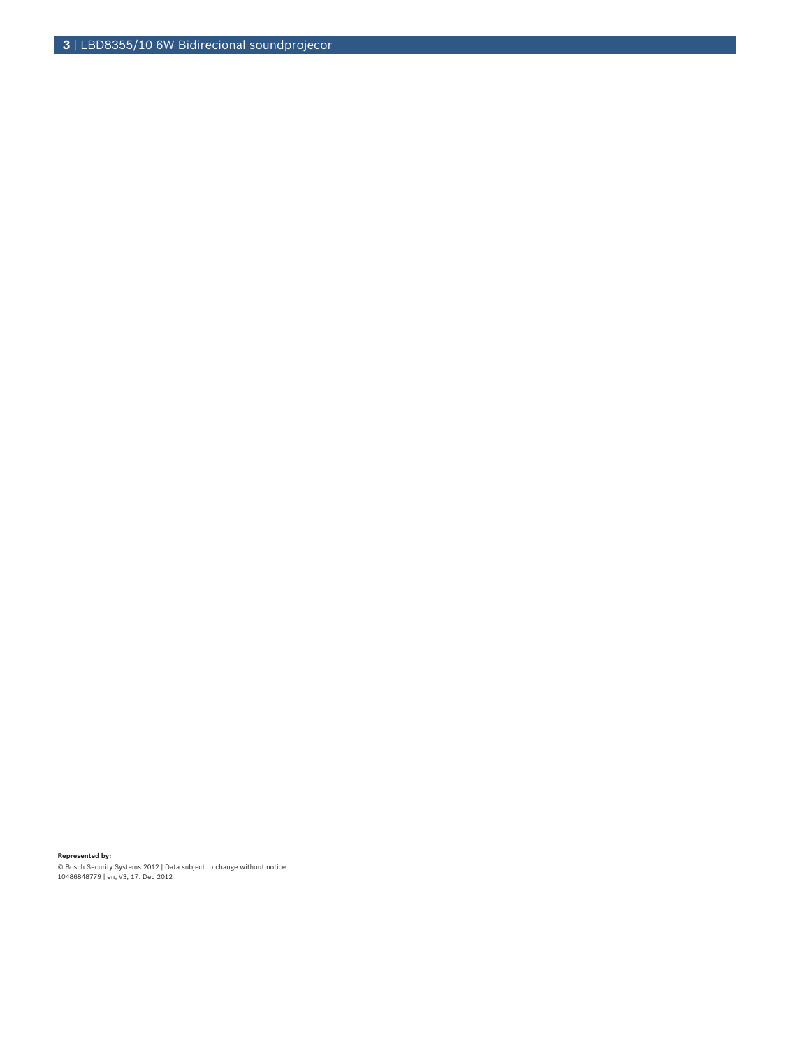**Represented by:**

© Bosch Security Systems 2012 | Data subject to change without notice
10486848779 | en, V3, 17. Dec 2012